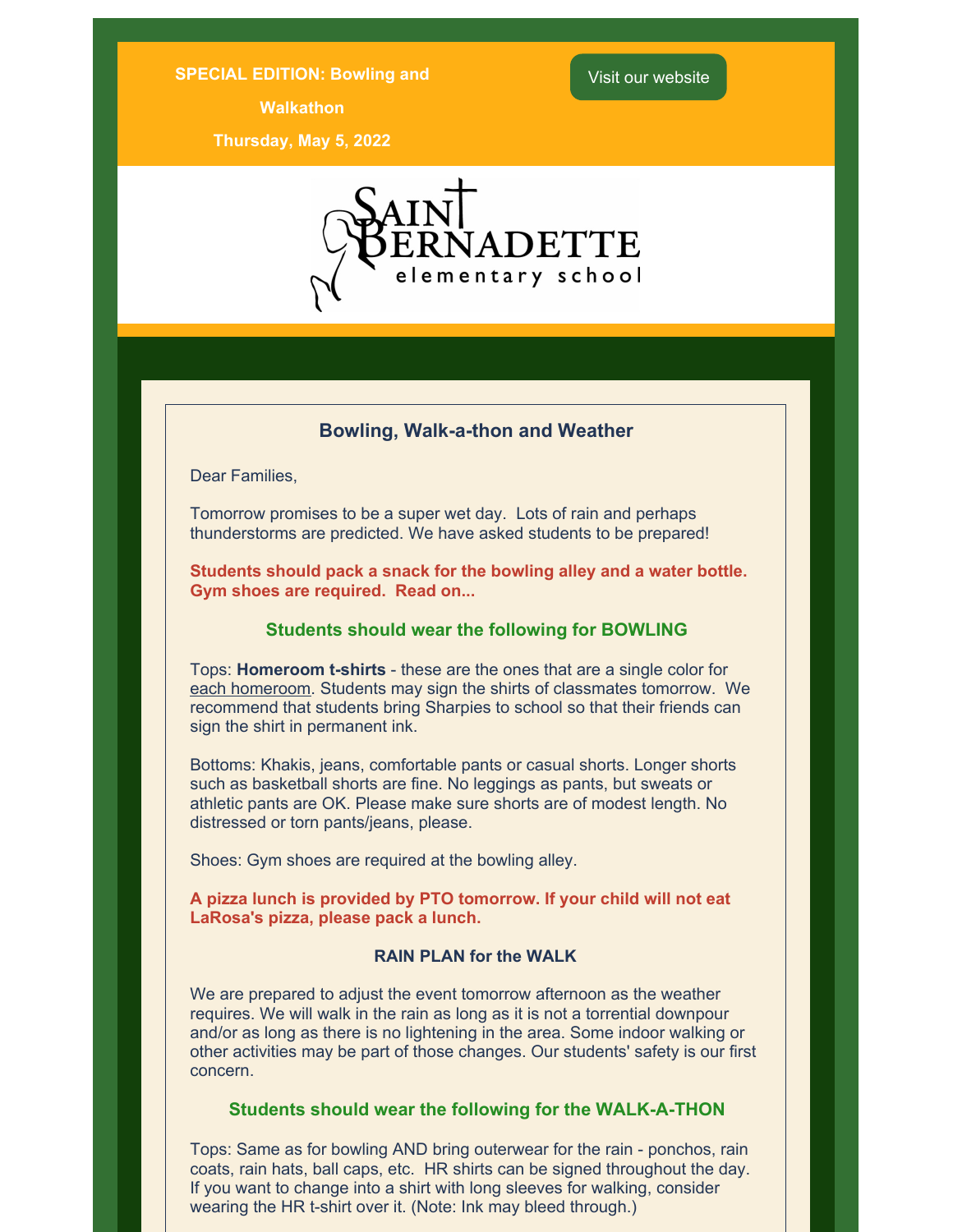**SPECIAL EDITION: Bowling and Walkathon**

**Thursday, May 5, 2022**

Visit our website

SAINT BERNADETTE elementary school

## Bowling, Walk-a-thon and Weather

Dear Families,

Tomorrow promises to be a super wet day. Lots of rain and perhaps thunderstorms are predicted. We have asked students to be prepared!

**Students should pack a snack for the bowling alley and a water bottle. Gym shoes are required. Read on...**

### Students should wear the following for BOWLING

Tops: **Homeroom t-shirts** - these are the ones that are a single color for each homeroom. Students may sign the shirts of classmates tomorrow. We recommend that students bring Sharpies to school so that their friends can sign the shirt in permanent ink.

Bottoms: Khakis, jeans, comfortable pants or casual shorts. Longer shorts such as basketball shorts are fine. No leggings as pants, but sweats or athletic pants are OK. Please make sure shorts are of modest length. No distressed or torn pants/jeans, please.

Shoes: Gym shoes are required at the bowling alley.

**A pizza lunch is provided by PTO tomorrow. If your child will not eat LaRosa's pizza, please pack a lunch.**

### RAIN PLAN for the WALK

We are prepared to adjust the event tomorrow afternoon as the weather requires. We will walk in the rain as long as it is not a torrential downpour and/or as long as there is no lightening in the area. Some indoor walking or other activities may be part of those changes. Our students' safety is our first concern.

### Students should wear the following for the WALK-A-THON

Tops: Same as for bowling AND bring outerwear for the rain - ponchos, rain coats, rain hats, ball caps, etc. HR shirts can be signed throughout the day. If you want to change into a shirt with long sleeves for walking, consider wearing the HR t-shirt over it. (Note: Ink may bleed through.)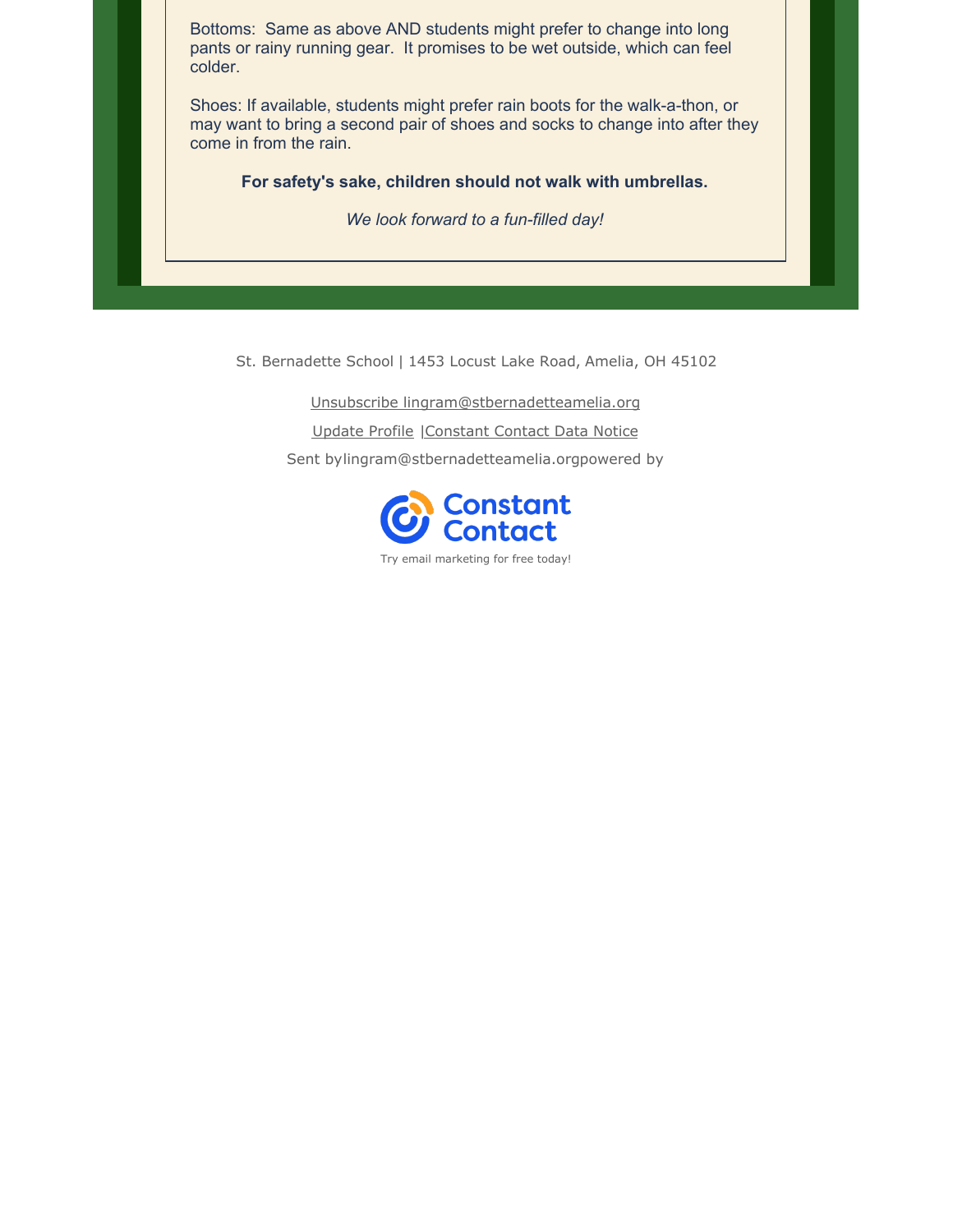Bottoms: Same as above AND students might prefer to change into long pants or rainy running gear. It promises to be wet outside, which can feel colder.

Shoes: If available, students might prefer rain boots for the walk-a-thon, or may want to bring a second pair of shoes and socks to change into after they come in from the rain.

**For safety's sake, children should not walk with umbrellas.**

*We look forward to a fun-filled day!*

St. Bernadette School | 1453 Locust Lake Road, Amelia, OH 45102

Unsubscribe lingram@stbernadetteamelia.org

Update Profile |Constant Contact Data Notice

Sent bylingram@stbernadetteamelia.orgpowered by

Constant Contact

Try email marketing for free today!